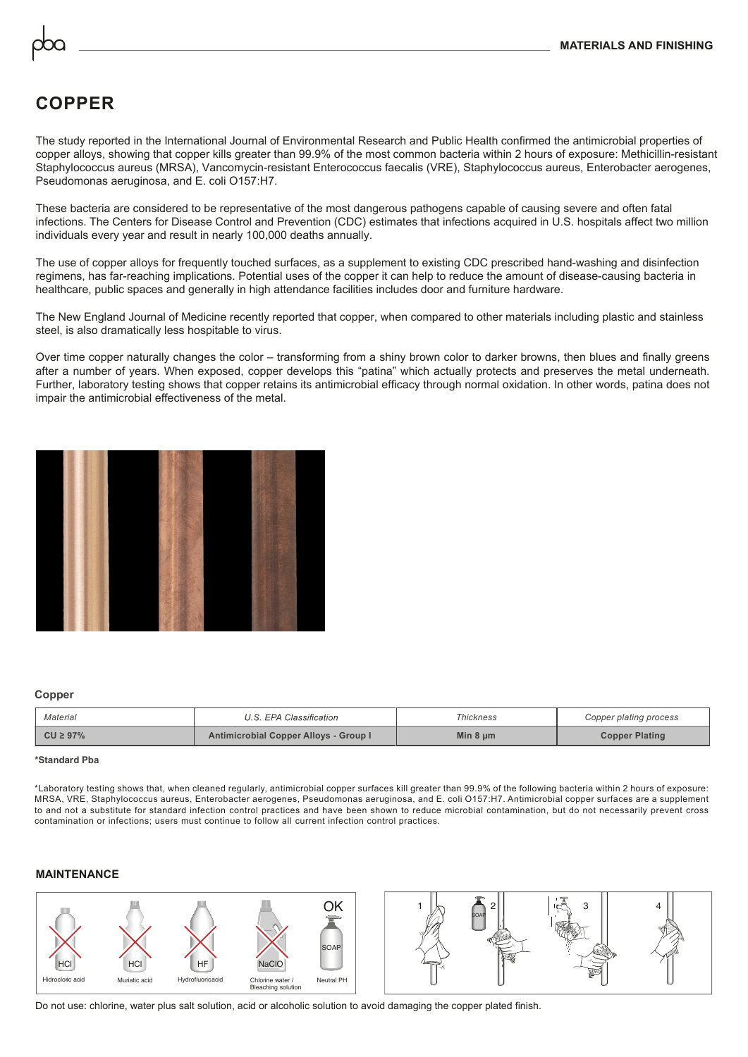# COPPER

The study reported in the International Journal of Environmental Research and Public Health confirmed the antimicrobial properties of copper alloys, showing that copper kills greater than 99.9% of the most common bacteria within 2 hours of exposure: Methicillin-resistant Staphylococcus aureus (MRSA), Vancomycin-resistant Enterococcus faecalis (VRE), Staphylococcus aureus, Enterobacter aerogenes, Pseudomonas aeruginosa, and E. coli O157:H7.

These bacteria are considered to be representative of the most dangerous pathogens capable of causing severe and often fatal infections. The Centers for Disease Control and Prevention (CDC) estimates that infections acquired in U.S. hospitals affect two million individuals every year and result in nearly 100,000 deaths annually.

The use of copper alloys for frequently touched surfaces, as a supplement to existing CDC prescribed hand-washing and disinfection regimens, has far-reaching implications. Potential uses of the copper it can help to reduce the amount of disease-causing bacteria in healthcare, public spaces and generally in high attendance facilities includes door and furniture hardware.

The New England Journal of Medicine recently reported that copper, when compared to other materials including plastic and stainless steel, is also dramatically less hospitable to virus.

Over time copper naturally changes the color – transforming from a shiny brown color to darker browns, then blues and finally greens after a number of years. When exposed, copper develops this "patina" which actually protects and preserves the metal underneath. Further, laboratory testing shows that copper retains its antimicrobial efficacy through normal oxidation. In other words, patina does not impair the antimicrobial effectiveness of the metal.

**Copper**

| *Material* | *U.S. EPA Classification* | *Thickness* | *Copper plating process* |
|---|---|---|---|
| **CU ≥ 97%** | **Antimicrobial Copper Alloys - Group I** | **Min 8 µm** | **Copper Plating** |

***Standard Pba**

*Laboratory testing shows that, when cleaned regularly, antimicrobial copper surfaces kill greater than 99.9% of the following bacteria within 2 hours of exposure: MRSA, VRE, Staphylococcus aureus, Enterobacter aerogenes, Pseudomonas aeruginosa, and E. coli O157:H7. Antimicrobial copper surfaces are a supplement to and not a substitute for standard infection control practices and have been shown to reduce microbial contamination, but do not necessarily prevent cross contamination or infections; users must continue to follow all current infection control practices.

## MAINTENANCE

HCl — Hidrocloric acid | HCl — Muriatic acid | HF — Hydrofluoricacid | NaClO — Chlorine water / Bleaching solution | OK SOAP — Neutral PH

1 | 2 SOAP | 3 | 4

Do not use: chlorine, water plus salt solution, acid or alcoholic solution to avoid damaging the copper plated finish.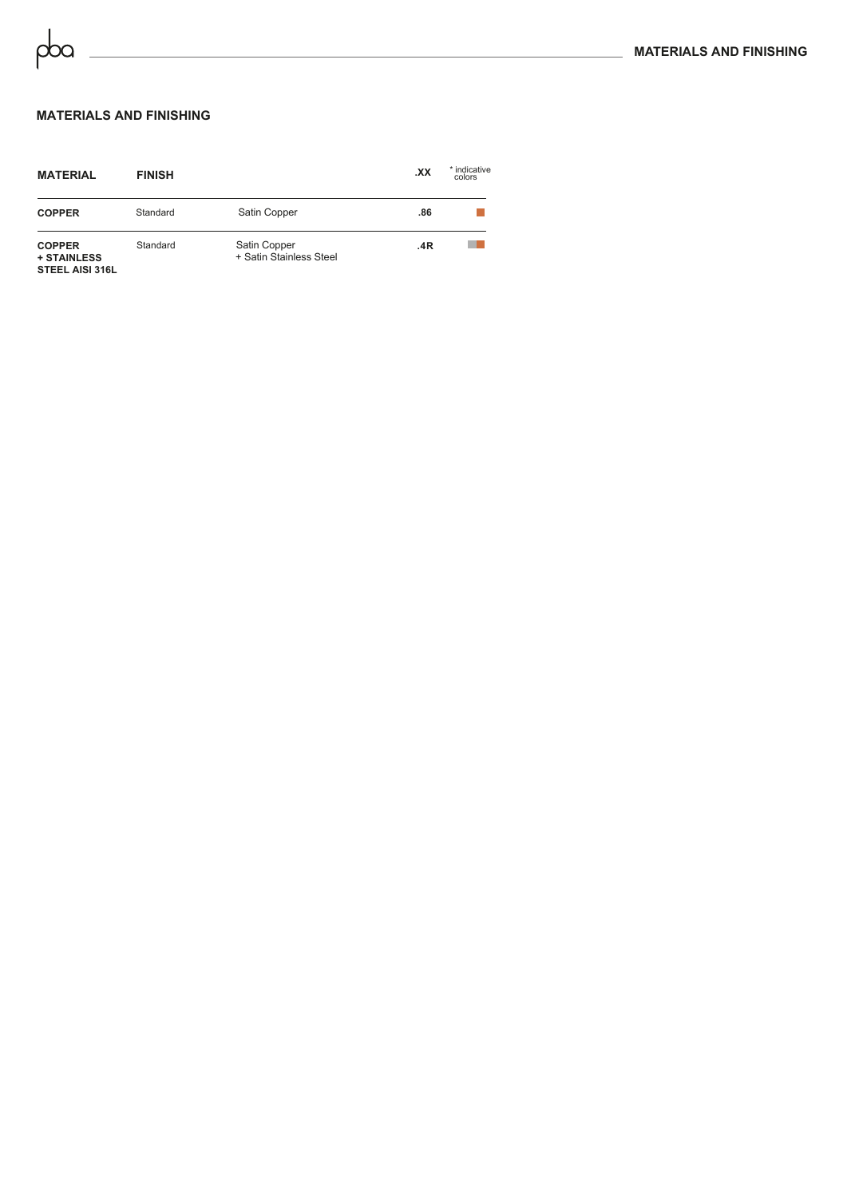## MATERIALS AND FINISHING

| MATERIAL | FINISH | | .XX | * indicative colors |
|---|---|---|---|---|
| COPPER | Standard | Satin Copper | .86 | |
| COPPER + STAINLESS STEEL AISI 316L | Standard | Satin Copper + Satin Stainless Steel | .4R | |